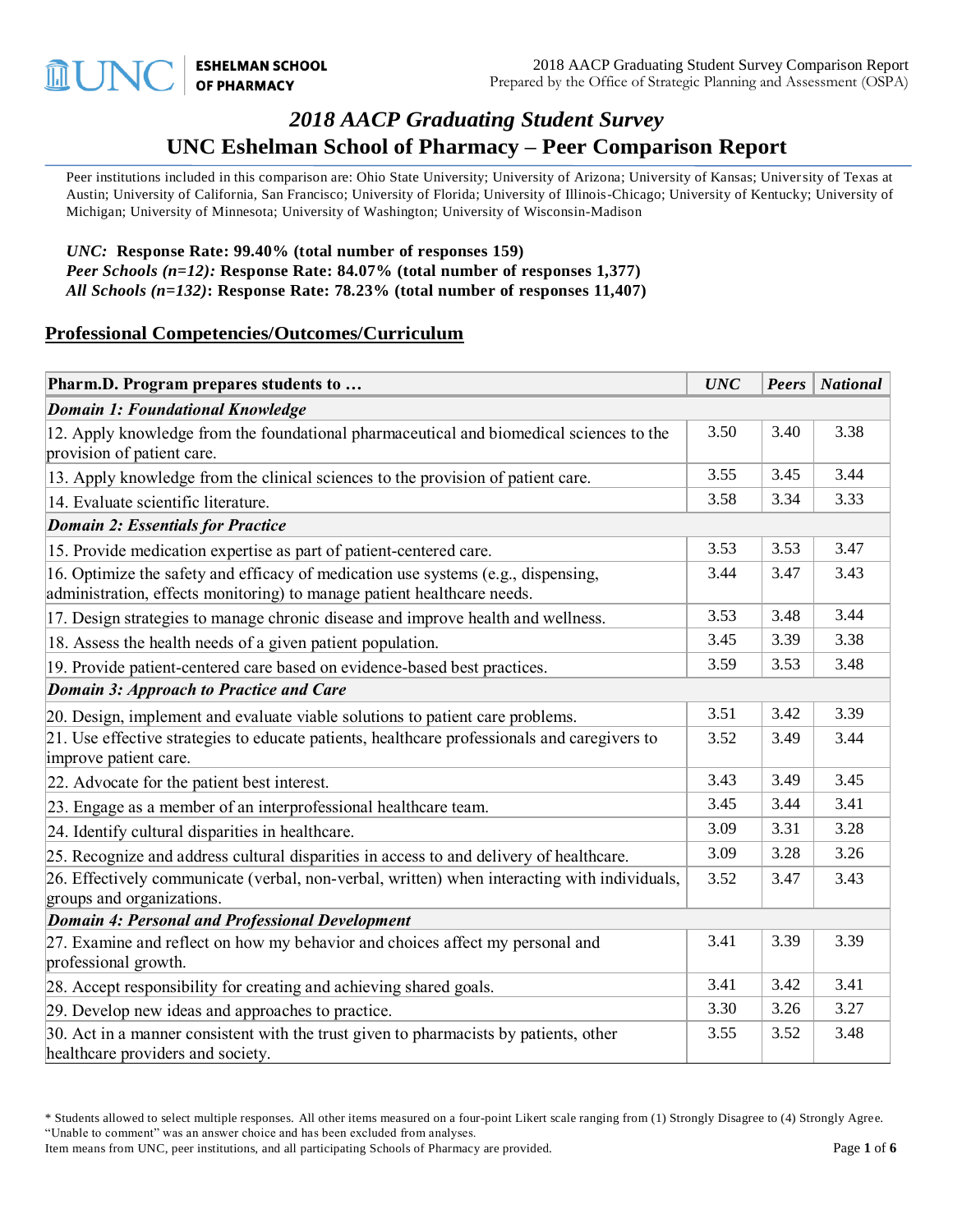# *2018 AACP Graduating Student Survey*

## UNC Eshelman School of Pharmacy – Peer Comparison Report

Peer institutions included in this comparison are: Ohio State University; University of Arizona; University of Kansas; University of Texas at Austin; University of California, San Francisco; University of Florida; University of Illinois-Chicago; University of Kentucky; University of Michigan; University of Minnesota; University of Washington; University of Wisconsin-Madison

***UNC:*** **Response Rate: 99.40% (total number of responses 159)**
***Peer Schools (n=12):*** **Response Rate: 84.07% (total number of responses 1,377)**
***All Schools (n=132)*: Response Rate: 78.23% (total number of responses 11,407)**

## Professional Competencies/Outcomes/Curriculum

| Pharm.D. Program prepares students to … | *UNC* | *Peers* | *National* |
|---|---|---|---|
| ***Domain 1: Foundational Knowledge*** | | | |
| 12. Apply knowledge from the foundational pharmaceutical and biomedical sciences to the provision of patient care. | 3.50 | 3.40 | 3.38 |
| 13. Apply knowledge from the clinical sciences to the provision of patient care. | 3.55 | 3.45 | 3.44 |
| 14. Evaluate scientific literature. | 3.58 | 3.34 | 3.33 |
| ***Domain 2: Essentials for Practice*** | | | |
| 15. Provide medication expertise as part of patient-centered care. | 3.53 | 3.53 | 3.47 |
| 16. Optimize the safety and efficacy of medication use systems (e.g., dispensing, administration, effects monitoring) to manage patient healthcare needs. | 3.44 | 3.47 | 3.43 |
| 17. Design strategies to manage chronic disease and improve health and wellness. | 3.53 | 3.48 | 3.44 |
| 18. Assess the health needs of a given patient population. | 3.45 | 3.39 | 3.38 |
| 19. Provide patient-centered care based on evidence-based best practices. | 3.59 | 3.53 | 3.48 |
| ***Domain 3: Approach to Practice and Care*** | | | |
| 20. Design, implement and evaluate viable solutions to patient care problems. | 3.51 | 3.42 | 3.39 |
| 21. Use effective strategies to educate patients, healthcare professionals and caregivers to improve patient care. | 3.52 | 3.49 | 3.44 |
| 22. Advocate for the patient best interest. | 3.43 | 3.49 | 3.45 |
| 23. Engage as a member of an interprofessional healthcare team. | 3.45 | 3.44 | 3.41 |
| 24. Identify cultural disparities in healthcare. | 3.09 | 3.31 | 3.28 |
| 25. Recognize and address cultural disparities in access to and delivery of healthcare. | 3.09 | 3.28 | 3.26 |
| 26. Effectively communicate (verbal, non-verbal, written) when interacting with individuals, groups and organizations. | 3.52 | 3.47 | 3.43 |
| ***Domain 4: Personal and Professional Development*** | | | |
| 27. Examine and reflect on how my behavior and choices affect my personal and professional growth. | 3.41 | 3.39 | 3.39 |
| 28. Accept responsibility for creating and achieving shared goals. | 3.41 | 3.42 | 3.41 |
| 29. Develop new ideas and approaches to practice. | 3.30 | 3.26 | 3.27 |
| 30. Act in a manner consistent with the trust given to pharmacists by patients, other healthcare providers and society. | 3.55 | 3.52 | 3.48 |

\* Students allowed to select multiple responses. All other items measured on a four-point Likert scale ranging from (1) Strongly Disagree to (4) Strongly Agree. "Unable to comment" was an answer choice and has been excluded from analyses.
Item means from UNC, peer institutions, and all participating Schools of Pharmacy are provided.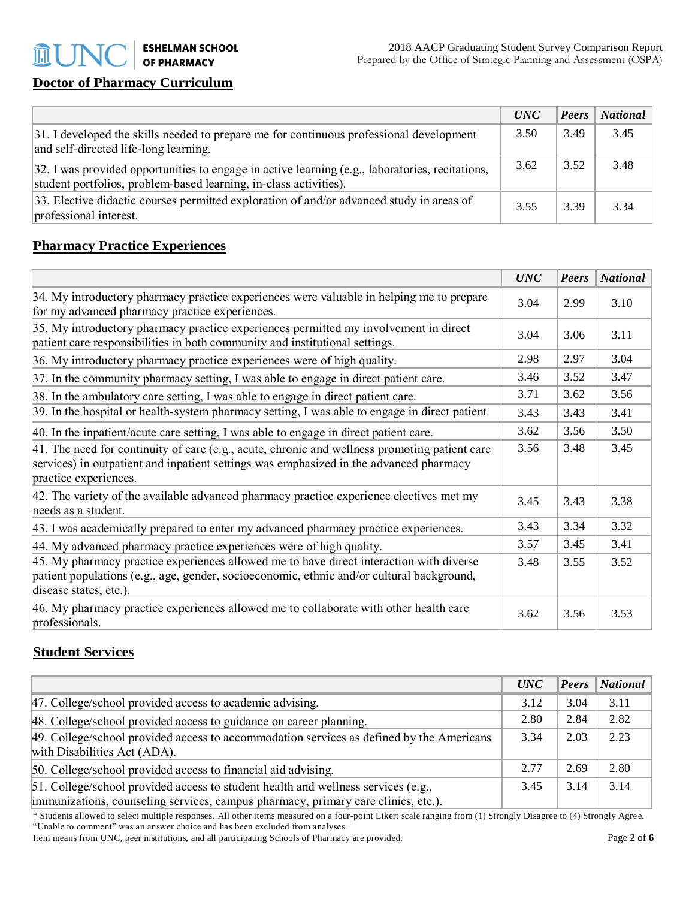## Doctor of Pharmacy Curriculum

| | *UNC* | *Peers* | *National* |
|---|---|---|---|
| 31. I developed the skills needed to prepare me for continuous professional development and self-directed life-long learning. | 3.50 | 3.49 | 3.45 |
| 32. I was provided opportunities to engage in active learning (e.g., laboratories, recitations, student portfolios, problem-based learning, in-class activities). | 3.62 | 3.52 | 3.48 |
| 33. Elective didactic courses permitted exploration of and/or advanced study in areas of professional interest. | 3.55 | 3.39 | 3.34 |

## Pharmacy Practice Experiences

| | *UNC* | *Peers* | *National* |
|---|---|---|---|
| 34. My introductory pharmacy practice experiences were valuable in helping me to prepare for my advanced pharmacy practice experiences. | 3.04 | 2.99 | 3.10 |
| 35. My introductory pharmacy practice experiences permitted my involvement in direct patient care responsibilities in both community and institutional settings. | 3.04 | 3.06 | 3.11 |
| 36. My introductory pharmacy practice experiences were of high quality. | 2.98 | 2.97 | 3.04 |
| 37. In the community pharmacy setting, I was able to engage in direct patient care. | 3.46 | 3.52 | 3.47 |
| 38. In the ambulatory care setting, I was able to engage in direct patient care. | 3.71 | 3.62 | 3.56 |
| 39. In the hospital or health-system pharmacy setting, I was able to engage in direct patient | 3.43 | 3.43 | 3.41 |
| 40. In the inpatient/acute care setting, I was able to engage in direct patient care. | 3.62 | 3.56 | 3.50 |
| 41. The need for continuity of care (e.g., acute, chronic and wellness promoting patient care services) in outpatient and inpatient settings was emphasized in the advanced pharmacy practice experiences. | 3.56 | 3.48 | 3.45 |
| 42. The variety of the available advanced pharmacy practice experience electives met my needs as a student. | 3.45 | 3.43 | 3.38 |
| 43. I was academically prepared to enter my advanced pharmacy practice experiences. | 3.43 | 3.34 | 3.32 |
| 44. My advanced pharmacy practice experiences were of high quality. | 3.57 | 3.45 | 3.41 |
| 45. My pharmacy practice experiences allowed me to have direct interaction with diverse patient populations (e.g., age, gender, socioeconomic, ethnic and/or cultural background, disease states, etc.). | 3.48 | 3.55 | 3.52 |
| 46. My pharmacy practice experiences allowed me to collaborate with other health care professionals. | 3.62 | 3.56 | 3.53 |

## Student Services

| | *UNC* | *Peers* | *National* |
|---|---|---|---|
| 47. College/school provided access to academic advising. | 3.12 | 3.04 | 3.11 |
| 48. College/school provided access to guidance on career planning. | 2.80 | 2.84 | 2.82 |
| 49. College/school provided access to accommodation services as defined by the Americans with Disabilities Act (ADA). | 3.34 | 2.03 | 2.23 |
| 50. College/school provided access to financial aid advising. | 2.77 | 2.69 | 2.80 |
| 51. College/school provided access to student health and wellness services (e.g., immunizations, counseling services, campus pharmacy, primary care clinics, etc.). | 3.45 | 3.14 | 3.14 |

\* Students allowed to select multiple responses. All other items measured on a four-point Likert scale ranging from (1) Strongly Disagree to (4) Strongly Agree. "Unable to comment" was an answer choice and has been excluded from analyses.
Item means from UNC, peer institutions, and all participating Schools of Pharmacy are provided.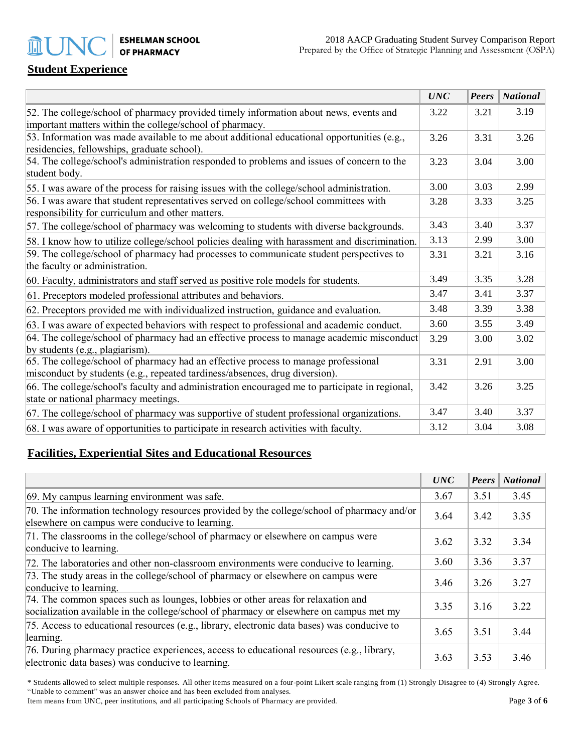## Student Experience

| | *UNC* | *Peers* | *National* |
|---|---|---|---|
| 52. The college/school of pharmacy provided timely information about news, events and important matters within the college/school of pharmacy. | 3.22 | 3.21 | 3.19 |
| 53. Information was made available to me about additional educational opportunities (e.g., residencies, fellowships, graduate school). | 3.26 | 3.31 | 3.26 |
| 54. The college/school's administration responded to problems and issues of concern to the student body. | 3.23 | 3.04 | 3.00 |
| 55. I was aware of the process for raising issues with the college/school administration. | 3.00 | 3.03 | 2.99 |
| 56. I was aware that student representatives served on college/school committees with responsibility for curriculum and other matters. | 3.28 | 3.33 | 3.25 |
| 57. The college/school of pharmacy was welcoming to students with diverse backgrounds. | 3.43 | 3.40 | 3.37 |
| 58. I know how to utilize college/school policies dealing with harassment and discrimination. | 3.13 | 2.99 | 3.00 |
| 59. The college/school of pharmacy had processes to communicate student perspectives to the faculty or administration. | 3.31 | 3.21 | 3.16 |
| 60. Faculty, administrators and staff served as positive role models for students. | 3.49 | 3.35 | 3.28 |
| 61. Preceptors modeled professional attributes and behaviors. | 3.47 | 3.41 | 3.37 |
| 62. Preceptors provided me with individualized instruction, guidance and evaluation. | 3.48 | 3.39 | 3.38 |
| 63. I was aware of expected behaviors with respect to professional and academic conduct. | 3.60 | 3.55 | 3.49 |
| 64. The college/school of pharmacy had an effective process to manage academic misconduct by students (e.g., plagiarism). | 3.29 | 3.00 | 3.02 |
| 65. The college/school of pharmacy had an effective process to manage professional misconduct by students (e.g., repeated tardiness/absences, drug diversion). | 3.31 | 2.91 | 3.00 |
| 66. The college/school's faculty and administration encouraged me to participate in regional, state or national pharmacy meetings. | 3.42 | 3.26 | 3.25 |
| 67. The college/school of pharmacy was supportive of student professional organizations. | 3.47 | 3.40 | 3.37 |
| 68. I was aware of opportunities to participate in research activities with faculty. | 3.12 | 3.04 | 3.08 |

## Facilities, Experiential Sites and Educational Resources

| | *UNC* | *Peers* | *National* |
|---|---|---|---|
| 69. My campus learning environment was safe. | 3.67 | 3.51 | 3.45 |
| 70. The information technology resources provided by the college/school of pharmacy and/or elsewhere on campus were conducive to learning. | 3.64 | 3.42 | 3.35 |
| 71. The classrooms in the college/school of pharmacy or elsewhere on campus were conducive to learning. | 3.62 | 3.32 | 3.34 |
| 72. The laboratories and other non-classroom environments were conducive to learning. | 3.60 | 3.36 | 3.37 |
| 73. The study areas in the college/school of pharmacy or elsewhere on campus were conducive to learning. | 3.46 | 3.26 | 3.27 |
| 74. The common spaces such as lounges, lobbies or other areas for relaxation and socialization available in the college/school of pharmacy or elsewhere on campus met my | 3.35 | 3.16 | 3.22 |
| 75. Access to educational resources (e.g., library, electronic data bases) was conducive to learning. | 3.65 | 3.51 | 3.44 |
| 76. During pharmacy practice experiences, access to educational resources (e.g., library, electronic data bases) was conducive to learning. | 3.63 | 3.53 | 3.46 |

* Students allowed to select multiple responses. All other items measured on a four-point Likert scale ranging from (1) Strongly Disagree to (4) Strongly Agree. "Unable to comment" was an answer choice and has been excluded from analyses.
Item means from UNC, peer institutions, and all participating Schools of Pharmacy are provided.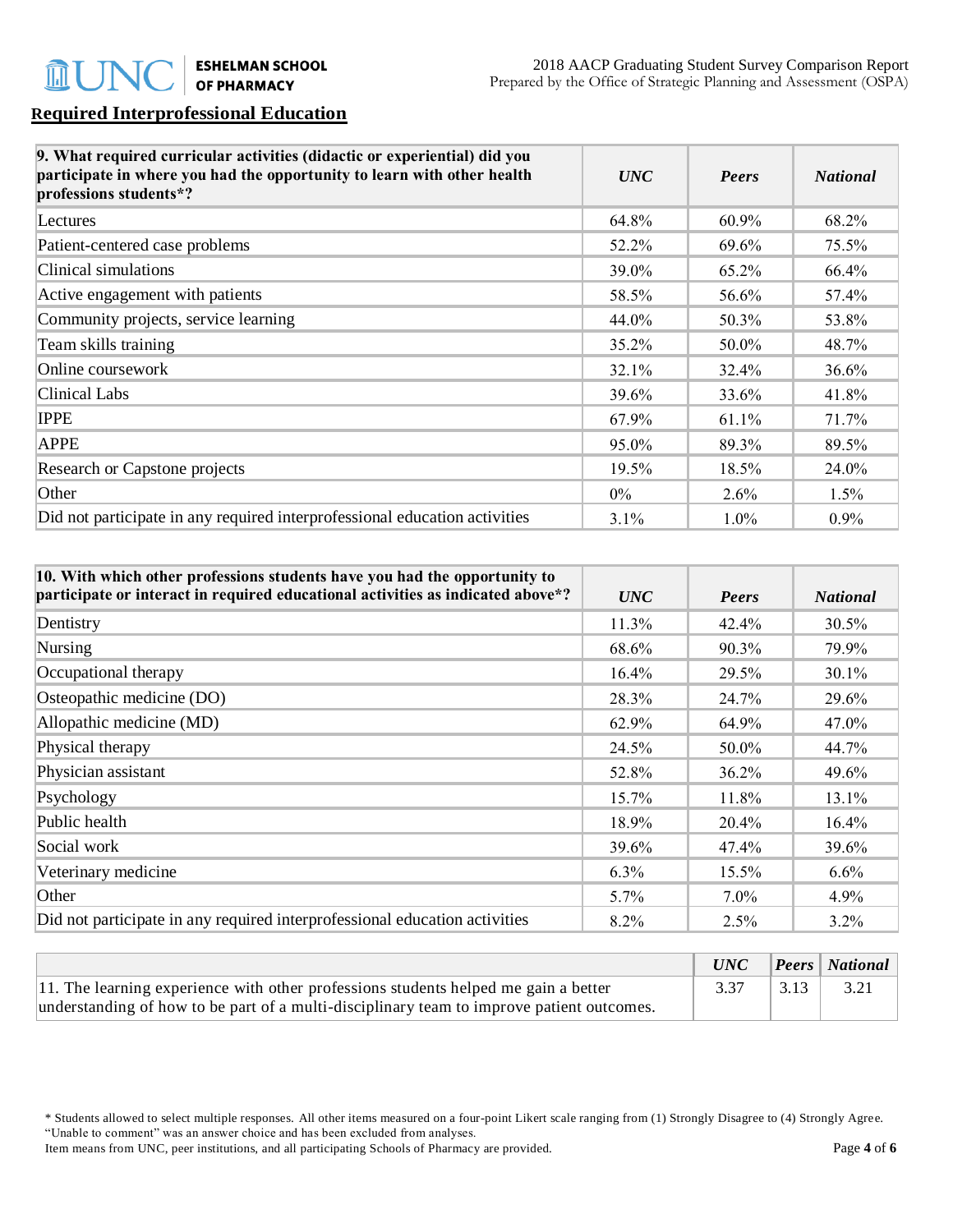## Required Interprofessional Education

| 9. What required curricular activities (didactic or experiential) did you participate in where you had the opportunity to learn with other health professions students*? | *UNC* | *Peers* | *National* |
|---|---|---|---|
| Lectures | 64.8% | 60.9% | 68.2% |
| Patient-centered case problems | 52.2% | 69.6% | 75.5% |
| Clinical simulations | 39.0% | 65.2% | 66.4% |
| Active engagement with patients | 58.5% | 56.6% | 57.4% |
| Community projects, service learning | 44.0% | 50.3% | 53.8% |
| Team skills training | 35.2% | 50.0% | 48.7% |
| Online coursework | 32.1% | 32.4% | 36.6% |
| Clinical Labs | 39.6% | 33.6% | 41.8% |
| IPPE | 67.9% | 61.1% | 71.7% |
| APPE | 95.0% | 89.3% | 89.5% |
| Research or Capstone projects | 19.5% | 18.5% | 24.0% |
| Other | 0% | 2.6% | 1.5% |
| Did not participate in any required interprofessional education activities | 3.1% | 1.0% | 0.9% |

| 10. With which other professions students have you had the opportunity to participate or interact in required educational activities as indicated above*? | *UNC* | *Peers* | *National* |
|---|---|---|---|
| Dentistry | 11.3% | 42.4% | 30.5% |
| Nursing | 68.6% | 90.3% | 79.9% |
| Occupational therapy | 16.4% | 29.5% | 30.1% |
| Osteopathic medicine (DO) | 28.3% | 24.7% | 29.6% |
| Allopathic medicine (MD) | 62.9% | 64.9% | 47.0% |
| Physical therapy | 24.5% | 50.0% | 44.7% |
| Physician assistant | 52.8% | 36.2% | 49.6% |
| Psychology | 15.7% | 11.8% | 13.1% |
| Public health | 18.9% | 20.4% | 16.4% |
| Social work | 39.6% | 47.4% | 39.6% |
| Veterinary medicine | 6.3% | 15.5% | 6.6% |
| Other | 5.7% | 7.0% | 4.9% |
| Did not participate in any required interprofessional education activities | 8.2% | 2.5% | 3.2% |

| | *UNC* | *Peers* | *National* |
|---|---|---|---|
| 11. The learning experience with other professions students helped me gain a better understanding of how to be part of a multi-disciplinary team to improve patient outcomes. | 3.37 | 3.13 | 3.21 |

* Students allowed to select multiple responses. All other items measured on a four-point Likert scale ranging from (1) Strongly Disagree to (4) Strongly Agree. "Unable to comment" was an answer choice and has been excluded from analyses.
Item means from UNC, peer institutions, and all participating Schools of Pharmacy are provided.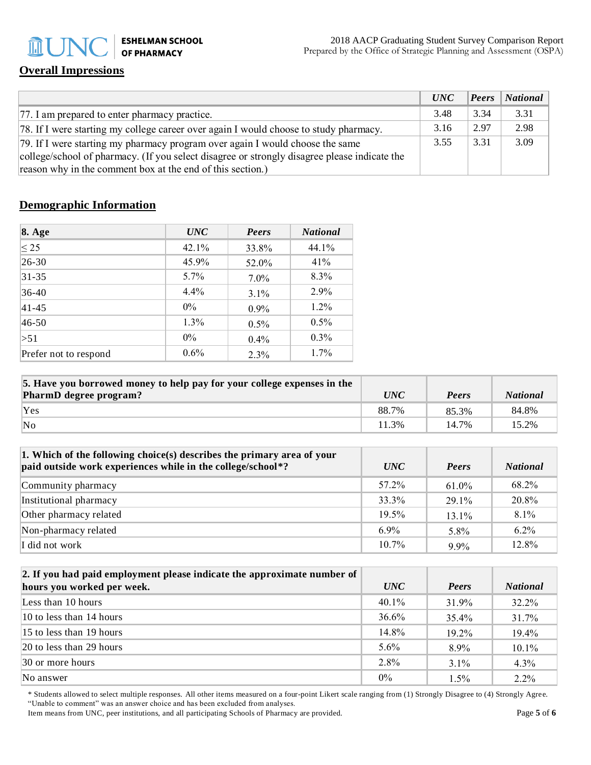## Overall Impressions

| | UNC | Peers | National |
|---|---|---|---|
| 77. I am prepared to enter pharmacy practice. | 3.48 | 3.34 | 3.31 |
| 78. If I were starting my college career over again I would choose to study pharmacy. | 3.16 | 2.97 | 2.98 |
| 79. If I were starting my pharmacy program over again I would choose the same college/school of pharmacy. (If you select disagree or strongly disagree please indicate the reason why in the comment box at the end of this section.) | 3.55 | 3.31 | 3.09 |

## Demographic Information

| 8. Age | UNC | Peers | National |
|---|---|---|---|
| ≤ 25 | 42.1% | 33.8% | 44.1% |
| 26-30 | 45.9% | 52.0% | 41% |
| 31-35 | 5.7% | 7.0% | 8.3% |
| 36-40 | 4.4% | 3.1% | 2.9% |
| 41-45 | 0% | 0.9% | 1.2% |
| 46-50 | 1.3% | 0.5% | 0.5% |
| >51 | 0% | 0.4% | 0.3% |
| Prefer not to respond | 0.6% | 2.3% | 1.7% |

| 5. Have you borrowed money to help pay for your college expenses in the PharmD degree program? | UNC | Peers | National |
|---|---|---|---|
| Yes | 88.7% | 85.3% | 84.8% |
| No | 11.3% | 14.7% | 15.2% |

| 1. Which of the following choice(s) describes the primary area of your paid outside work experiences while in the college/school*? | UNC | Peers | National |
|---|---|---|---|
| Community pharmacy | 57.2% | 61.0% | 68.2% |
| Institutional pharmacy | 33.3% | 29.1% | 20.8% |
| Other pharmacy related | 19.5% | 13.1% | 8.1% |
| Non-pharmacy related | 6.9% | 5.8% | 6.2% |
| I did not work | 10.7% | 9.9% | 12.8% |

| 2. If you had paid employment please indicate the approximate number of hours you worked per week. | UNC | Peers | National |
|---|---|---|---|
| Less than 10 hours | 40.1% | 31.9% | 32.2% |
| 10 to less than 14 hours | 36.6% | 35.4% | 31.7% |
| 15 to less than 19 hours | 14.8% | 19.2% | 19.4% |
| 20 to less than 29 hours | 5.6% | 8.9% | 10.1% |
| 30 or more hours | 2.8% | 3.1% | 4.3% |
| No answer | 0% | 1.5% | 2.2% |

* Students allowed to select multiple responses. All other items measured on a four-point Likert scale ranging from (1) Strongly Disagree to (4) Strongly Agree. "Unable to comment" was an answer choice and has been excluded from analyses.
Item means from UNC, peer institutions, and all participating Schools of Pharmacy are provided.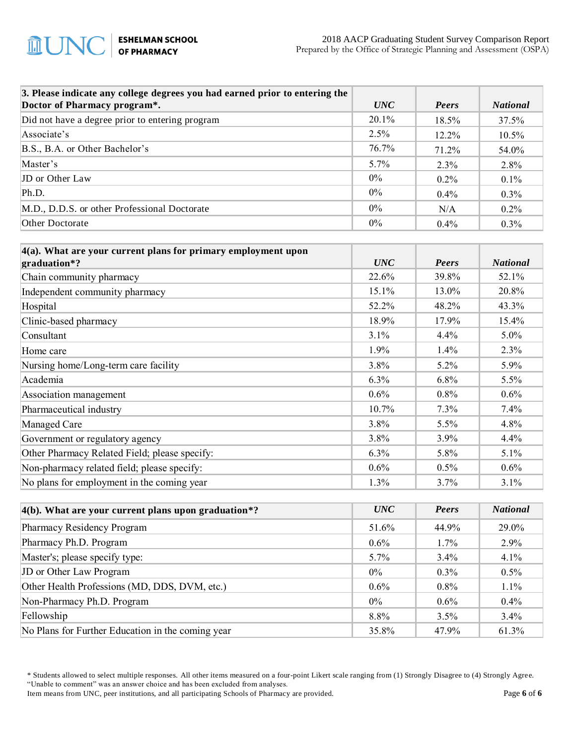| 3. Please indicate any college degrees you had earned prior to entering the Doctor of Pharmacy program*. | *UNC* | *Peers* | *National* |
|---|---|---|---|
| Did not have a degree prior to entering program | 20.1% | 18.5% | 37.5% |
| Associate's | 2.5% | 12.2% | 10.5% |
| B.S., B.A. or Other Bachelor's | 76.7% | 71.2% | 54.0% |
| Master's | 5.7% | 2.3% | 2.8% |
| JD or Other Law | 0% | 0.2% | 0.1% |
| Ph.D. | 0% | 0.4% | 0.3% |
| M.D., D.D.S. or other Professional Doctorate | 0% | N/A | 0.2% |
| Other Doctorate | 0% | 0.4% | 0.3% |

| 4(a). What are your current plans for primary employment upon graduation*? | *UNC* | *Peers* | *National* |
|---|---|---|---|
| Chain community pharmacy | 22.6% | 39.8% | 52.1% |
| Independent community pharmacy | 15.1% | 13.0% | 20.8% |
| Hospital | 52.2% | 48.2% | 43.3% |
| Clinic-based pharmacy | 18.9% | 17.9% | 15.4% |
| Consultant | 3.1% | 4.4% | 5.0% |
| Home care | 1.9% | 1.4% | 2.3% |
| Nursing home/Long-term care facility | 3.8% | 5.2% | 5.9% |
| Academia | 6.3% | 6.8% | 5.5% |
| Association management | 0.6% | 0.8% | 0.6% |
| Pharmaceutical industry | 10.7% | 7.3% | 7.4% |
| Managed Care | 3.8% | 5.5% | 4.8% |
| Government or regulatory agency | 3.8% | 3.9% | 4.4% |
| Other Pharmacy Related Field; please specify: | 6.3% | 5.8% | 5.1% |
| Non-pharmacy related field; please specify: | 0.6% | 0.5% | 0.6% |
| No plans for employment in the coming year | 1.3% | 3.7% | 3.1% |

| 4(b). What are your current plans upon graduation*? | *UNC* | *Peers* | *National* |
|---|---|---|---|
| Pharmacy Residency Program | 51.6% | 44.9% | 29.0% |
| Pharmacy Ph.D. Program | 0.6% | 1.7% | 2.9% |
| Master's; please specify type: | 5.7% | 3.4% | 4.1% |
| JD or Other Law Program | 0% | 0.3% | 0.5% |
| Other Health Professions (MD, DDS, DVM, etc.) | 0.6% | 0.8% | 1.1% |
| Non-Pharmacy Ph.D. Program | 0% | 0.6% | 0.4% |
| Fellowship | 8.8% | 3.5% | 3.4% |
| No Plans for Further Education in the coming year | 35.8% | 47.9% | 61.3% |

* Students allowed to select multiple responses. All other items measured on a four-point Likert scale ranging from (1) Strongly Disagree to (4) Strongly Agree. "Unable to comment" was an answer choice and has been excluded from analyses.
Item means from UNC, peer institutions, and all participating Schools of Pharmacy are provided.